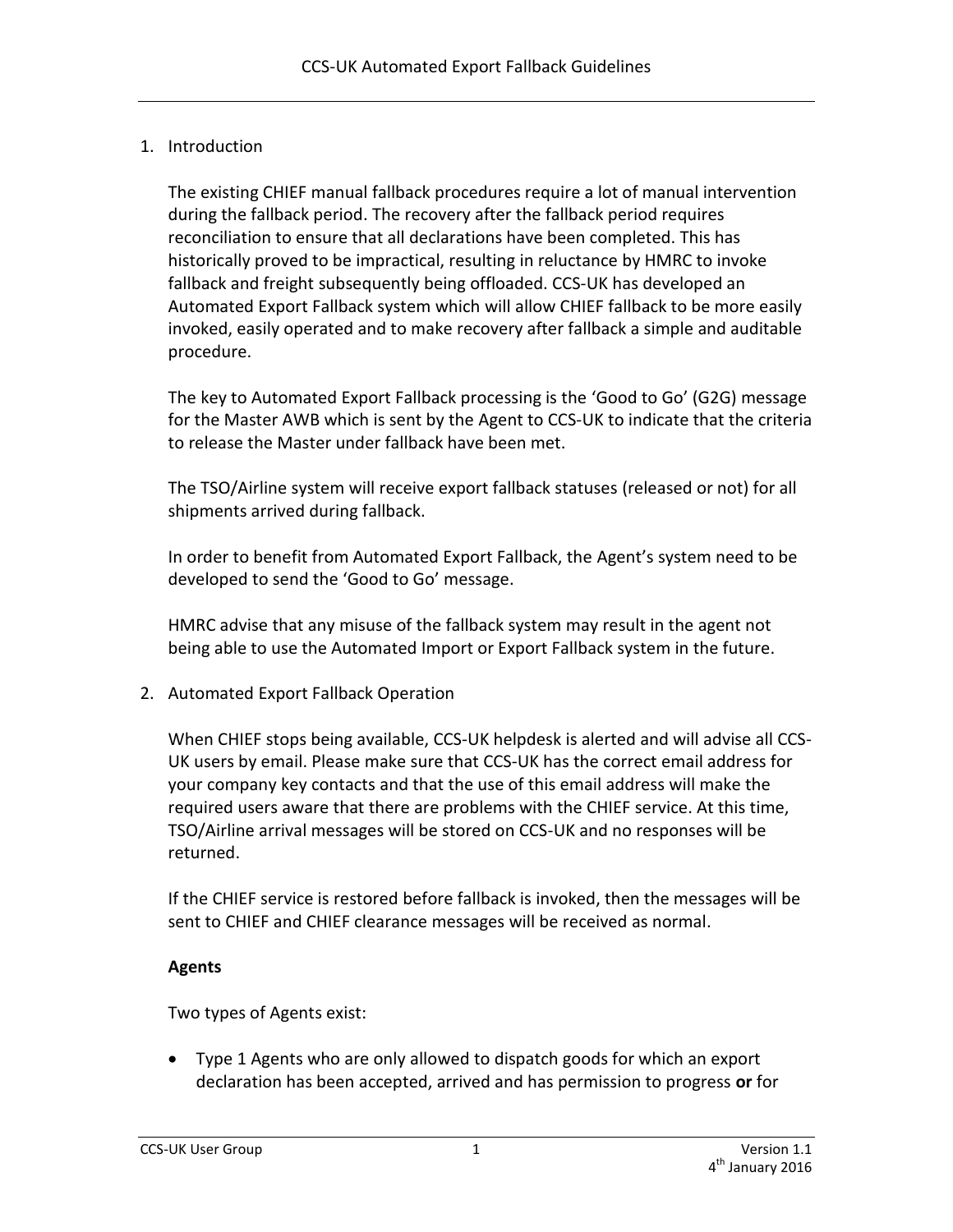## 1. Introduction

The existing CHIEF manual fallback procedures require a lot of manual intervention during the fallback period. The recovery after the fallback period requires reconciliation to ensure that all declarations have been completed. This has historically proved to be impractical, resulting in reluctance by HMRC to invoke fallback and freight subsequently being offloaded. CCS-UK has developed an Automated Export Fallback system which will allow CHIEF fallback to be more easily invoked, easily operated and to make recovery after fallback a simple and auditable procedure.

The key to Automated Export Fallback processing is the 'Good to Go' (G2G) message for the Master AWB which is sent by the Agent to CCS-UK to indicate that the criteria to release the Master under fallback have been met.

The TSO/Airline system will receive export fallback statuses (released or not) for all shipments arrived during fallback.

In order to benefit from Automated Export Fallback, the Agent's system need to be developed to send the 'Good to Go' message.

HMRC advise that any misuse of the fallback system may result in the agent not being able to use the Automated Import or Export Fallback system in the future.

## 2. Automated Export Fallback Operation

When CHIEF stops being available, CCS-UK helpdesk is alerted and will advise all CCS-UK users by email. Please make sure that CCS-UK has the correct email address for your company key contacts and that the use of this email address will make the required users aware that there are problems with the CHIEF service. At this time, TSO/Airline arrival messages will be stored on CCS-UK and no responses will be returned.

If the CHIEF service is restored before fallback is invoked, then the messages will be sent to CHIEF and CHIEF clearance messages will be received as normal.

**Agents**

Two types of Agents exist:

- Type 1 Agents who are only allowed to dispatch goods for which an export declaration has been accepted, arrived and has permission to progress **or** for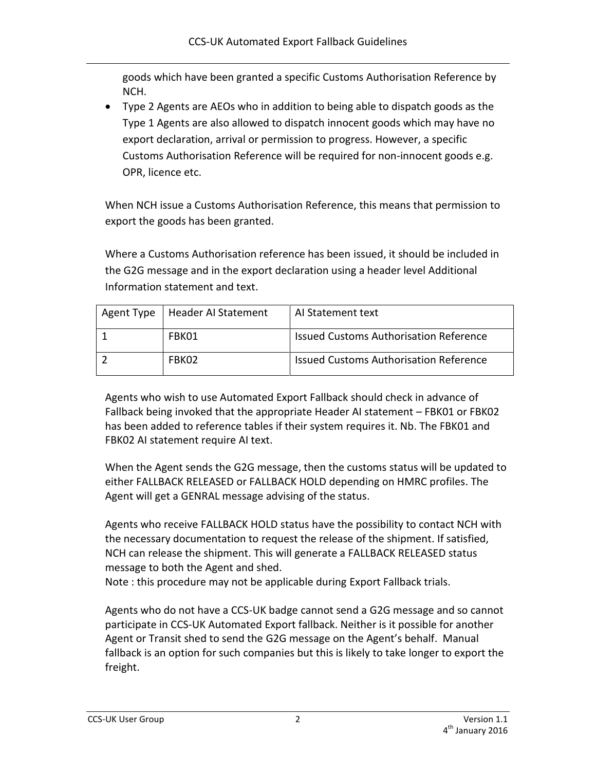goods which have been granted a specific Customs Authorisation Reference by NCH.

- Type 2 Agents are AEOs who in addition to being able to dispatch goods as the Type 1 Agents are also allowed to dispatch innocent goods which may have no export declaration, arrival or permission to progress. However, a specific Customs Authorisation Reference will be required for non-innocent goods e.g. OPR, licence etc.

When NCH issue a Customs Authorisation Reference, this means that permission to export the goods has been granted.

Where a Customs Authorisation reference has been issued, it should be included in the G2G message and in the export declaration using a header level Additional Information statement and text.

| Agent Type | Header AI Statement | AI Statement text |
|---|---|---|
| 1 | FBK01 | Issued Customs Authorisation Reference |
| 2 | FBK02 | Issued Customs Authorisation Reference |

Agents who wish to use Automated Export Fallback should check in advance of Fallback being invoked that the appropriate Header AI statement – FBK01 or FBK02 has been added to reference tables if their system requires it. Nb. The FBK01 and FBK02 AI statement require AI text.

When the Agent sends the G2G message, then the customs status will be updated to either FALLBACK RELEASED or FALLBACK HOLD depending on HMRC profiles. The Agent will get a GENRAL message advising of the status.

Agents who receive FALLBACK HOLD status have the possibility to contact NCH with the necessary documentation to request the release of the shipment. If satisfied, NCH can release the shipment. This will generate a FALLBACK RELEASED status message to both the Agent and shed.
Note : this procedure may not be applicable during Export Fallback trials.

Agents who do not have a CCS-UK badge cannot send a G2G message and so cannot participate in CCS-UK Automated Export fallback. Neither is it possible for another Agent or Transit shed to send the G2G message on the Agent's behalf. Manual fallback is an option for such companies but this is likely to take longer to export the freight.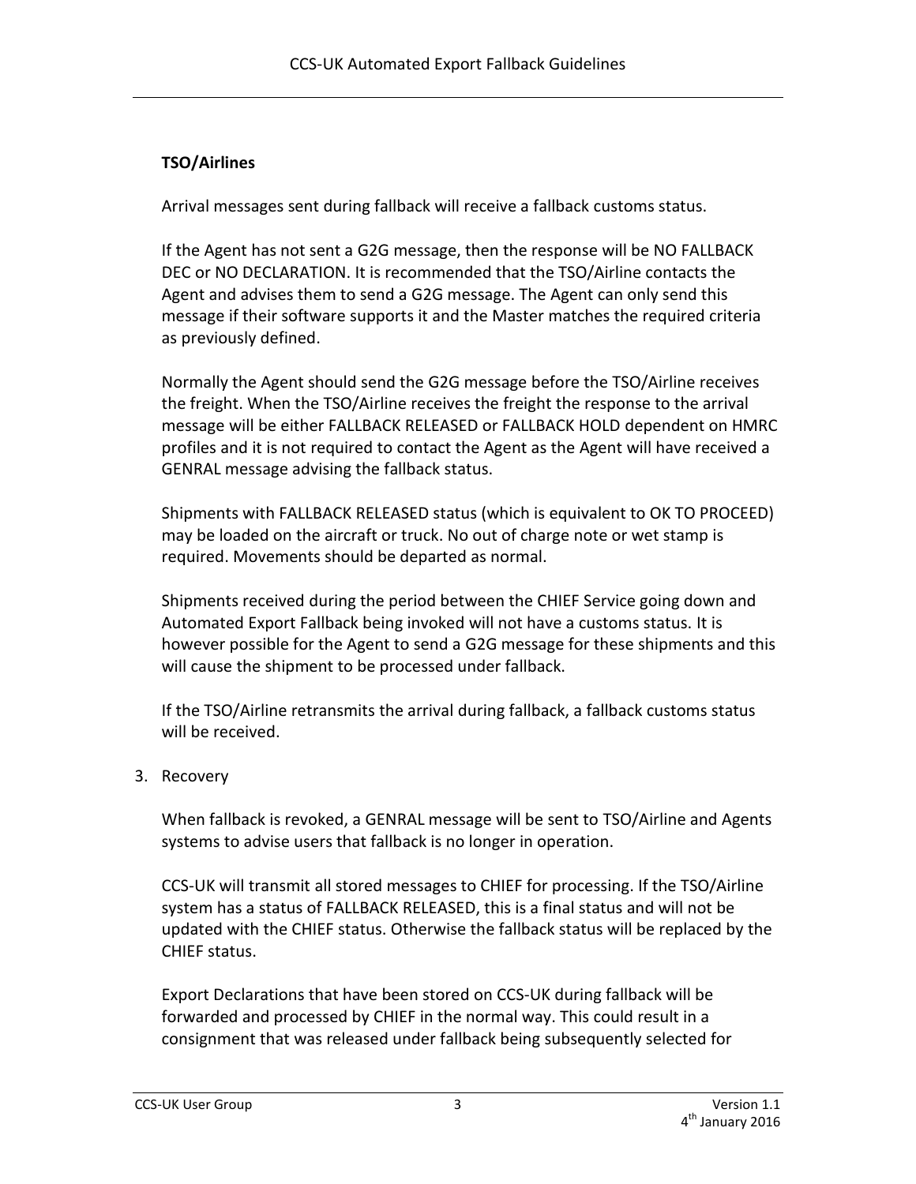**TSO/Airlines**

Arrival messages sent during fallback will receive a fallback customs status.

If the Agent has not sent a G2G message, then the response will be NO FALLBACK DEC or NO DECLARATION. It is recommended that the TSO/Airline contacts the Agent and advises them to send a G2G message. The Agent can only send this message if their software supports it and the Master matches the required criteria as previously defined.

Normally the Agent should send the G2G message before the TSO/Airline receives the freight. When the TSO/Airline receives the freight the response to the arrival message will be either FALLBACK RELEASED or FALLBACK HOLD dependent on HMRC profiles and it is not required to contact the Agent as the Agent will have received a GENRAL message advising the fallback status.

Shipments with FALLBACK RELEASED status (which is equivalent to OK TO PROCEED) may be loaded on the aircraft or truck. No out of charge note or wet stamp is required. Movements should be departed as normal.

Shipments received during the period between the CHIEF Service going down and Automated Export Fallback being invoked will not have a customs status. It is however possible for the Agent to send a G2G message for these shipments and this will cause the shipment to be processed under fallback.

If the TSO/Airline retransmits the arrival during fallback, a fallback customs status will be received.

3. Recovery

   When fallback is revoked, a GENRAL message will be sent to TSO/Airline and Agents systems to advise users that fallback is no longer in operation.

   CCS-UK will transmit all stored messages to CHIEF for processing. If the TSO/Airline system has a status of FALLBACK RELEASED, this is a final status and will not be updated with the CHIEF status. Otherwise the fallback status will be replaced by the CHIEF status.

   Export Declarations that have been stored on CCS-UK during fallback will be forwarded and processed by CHIEF in the normal way. This could result in a consignment that was released under fallback being subsequently selected for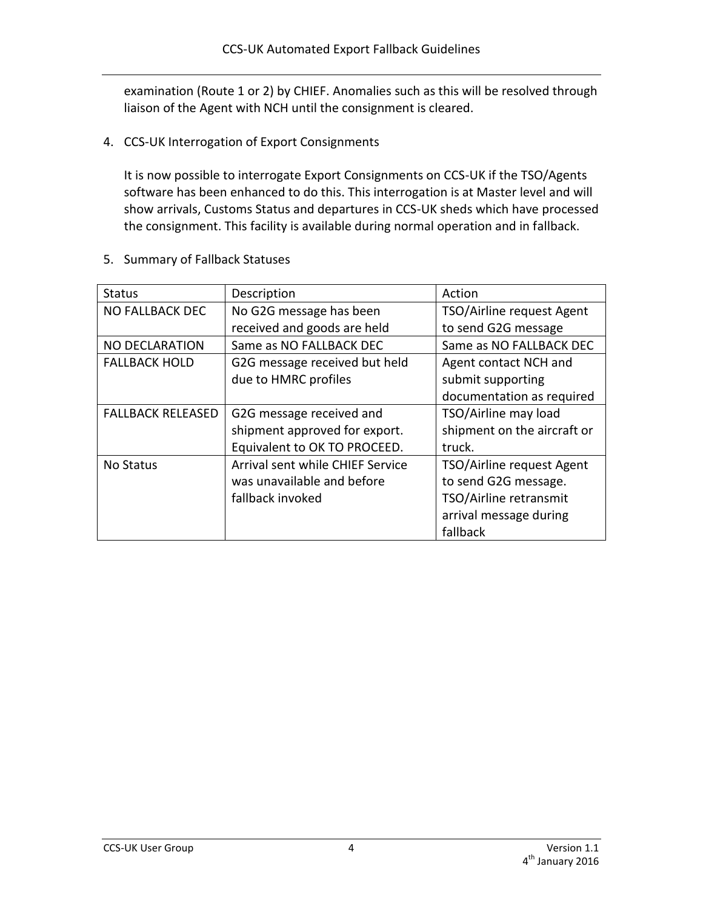examination (Route 1 or 2) by CHIEF. Anomalies such as this will be resolved through liaison of the Agent with NCH until the consignment is cleared.

4. CCS-UK Interrogation of Export Consignments

   It is now possible to interrogate Export Consignments on CCS-UK if the TSO/Agents software has been enhanced to do this. This interrogation is at Master level and will show arrivals, Customs Status and departures in CCS-UK sheds which have processed the consignment. This facility is available during normal operation and in fallback.

5. Summary of Fallback Statuses

| Status | Description | Action |
|---|---|---|
| NO FALLBACK DEC | No G2G message has been received and goods are held | TSO/Airline request Agent to send G2G message |
| NO DECLARATION | Same as NO FALLBACK DEC | Same as NO FALLBACK DEC |
| FALLBACK HOLD | G2G message received but held due to HMRC profiles | Agent contact NCH and submit supporting documentation as required |
| FALLBACK RELEASED | G2G message received and shipment approved for export. Equivalent to OK TO PROCEED. | TSO/Airline may load shipment on the aircraft or truck. |
| No Status | Arrival sent while CHIEF Service was unavailable and before fallback invoked | TSO/Airline request Agent to send G2G message. TSO/Airline retransmit arrival message during fallback |